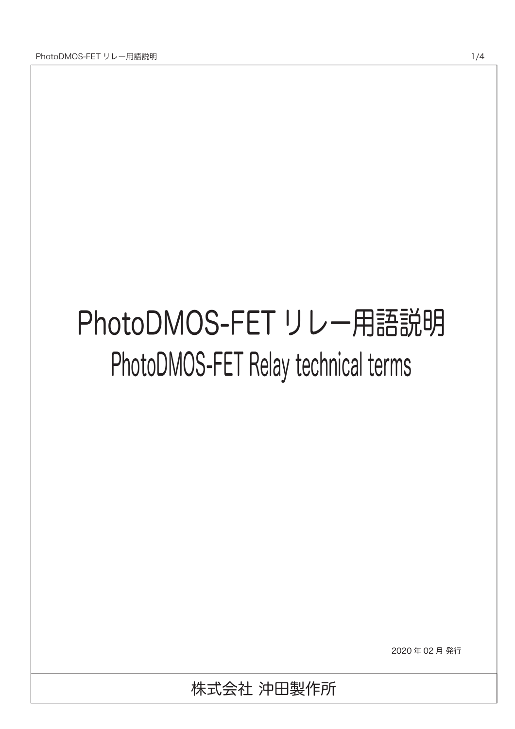# PhotoDMOS-FET リレー用語説明

## PhotoDMOS-FET Relay technical terms

2020 年 02 月 発行

株式会社 沖田製作所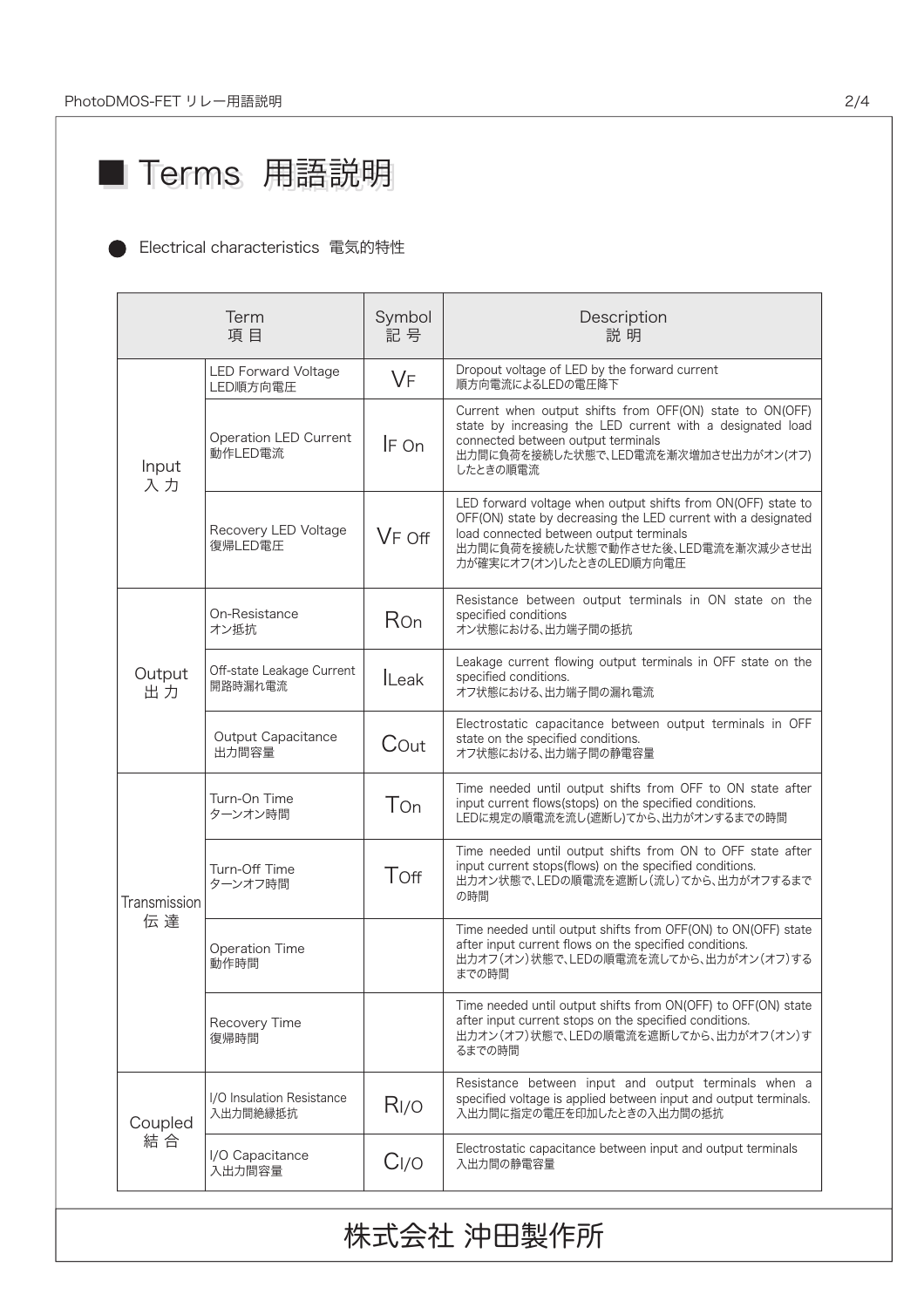# ■ Terms 用語説明

● Electrical characteristics 電気的特性

| Term<br>項 目 | | Symbol<br>記 号 | Description<br>説 明 |
|---|---|---|---|
| Input<br>入 力 | LED Forward Voltage<br>LED順方向電圧 | $V_F$ | Dropout voltage of LED by the forward current<br>順方向電流によるLEDの電圧降下 |
| | Operation LED Current<br>動作LED電流 | $I_{F\ On}$ | Current when output shifts from OFF(ON) state to ON(OFF) state by increasing the LED current with a designated load connected between output terminals<br>出力間に負荷を接続した状態で、LED電流を漸次増加させ出力がオン(オフ)したときの順電流 |
| | Recovery LED Voltage<br>復帰LED電圧 | $V_{F\ Off}$ | LED forward voltage when output shifts from ON(OFF) state to OFF(ON) state by decreasing the LED current with a designated load connected between output terminals<br>出力間に負荷を接続した状態で動作させた後、LED電流を漸次減少させ出力が確実にオフ(オン)したときのLED順方向電圧 |
| Output<br>出 力 | On-Resistance<br>オン抵抗 | $R_{On}$ | Resistance between output terminals in ON state on the specified conditions<br>オン状態における、出力端子間の抵抗 |
| | Off-state Leakage Current<br>開路時漏れ電流 | $I_{Leak}$ | Leakage current flowing output terminals in OFF state on the specified conditions.<br>オフ状態における、出力端子間の漏れ電流 |
| | Output Capacitance<br>出力間容量 | $C_{Out}$ | Electrostatic capacitance between output terminals in OFF state on the specified conditions.<br>オフ状態における、出力端子間の静電容量 |
| Transmission<br>伝 達 | Turn-On Time<br>ターンオン時間 | $T_{On}$ | Time needed until output shifts from OFF to ON state after input current flows(stops) on the specified conditions.<br>LEDに規定の順電流を流し(遮断し)てから、出力がオンするまでの時間 |
| | Turn-Off Time<br>ターンオフ時間 | $T_{Off}$ | Time needed until output shifts from ON to OFF state after input current stops(flows) on the specified conditions.<br>出力オン状態で、LEDの順電流を遮断し(流し)てから、出力がオフするまでの時間 |
| | Operation Time<br>動作時間 | | Time needed until output shifts from OFF(ON) to ON(OFF) state after input current flows on the specified conditions.<br>出力オフ(オン)状態で、LEDの順電流を流してから、出力がオン(オフ)するまでの時間 |
| | Recovery Time<br>復帰時間 | | Time needed until output shifts from ON(OFF) to OFF(ON) state after input current stops on the specified conditions.<br>出力オン(オフ)状態で、LEDの順電流を遮断してから、出力がオフ(オン)するまでの時間 |
| Coupled<br>結 合 | I/O Insulation Resistance<br>入出力間絶縁抵抗 | $R_{I/O}$ | Resistance between input and output terminals when a specified voltage is applied between input and output terminals.<br>入出力間に指定の電圧を印加したときの入出力間の抵抗 |
| | I/O Capacitance<br>入出力間容量 | $C_{I/O}$ | Electrostatic capacitance between input and output terminals<br>入出力間の静電容量 |

株式会社 沖田製作所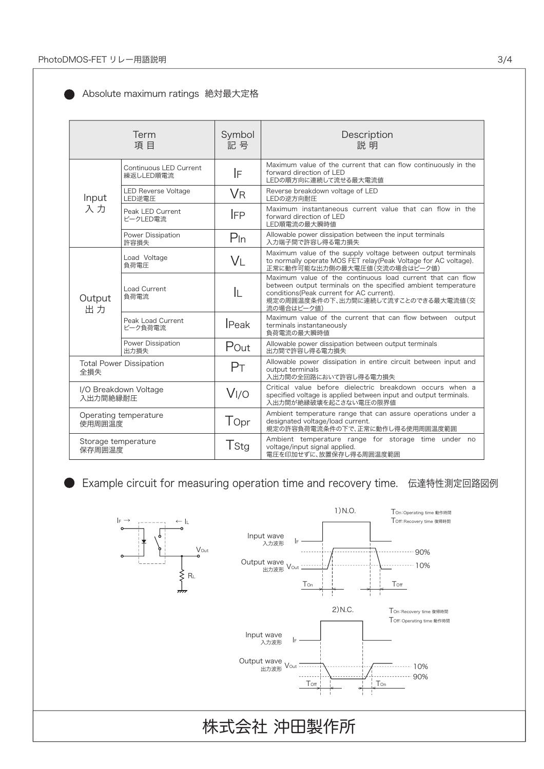## Absolute maximum ratings 絶対最大定格

| Term 項目 | | Symbol 記号 | Description 説明 |
|---|---|---|---|
| Input 入力 | Continuous LED Current 繰返しLED順電流 | $I_F$ | Maximum value of the current that can flow continuously in the forward direction of LED<br>LEDの順方向に連続して流せる最大電流値 |
| | LED Reverse Voltage LED逆電圧 | $V_R$ | Reverse breakdown voltage of LED<br>LEDの逆方向耐圧 |
| | Peak LED Current ピークLED電流 | $I_{FP}$ | Maximum instantaneous current value that can flow in the forward direction of LED<br>LED順電流の最大瞬時値 |
| | Power Dissipation 許容損失 | $P_{In}$ | Allowable power dissipation between the input terminals<br>入力端子間で許容し得る電力損失 |
| Output 出力 | Load Voltage 負荷電圧 | $V_L$ | Maximum value of the supply voltage between output terminals to normally operate MOS FET relay(Peak Voltage for AC voltage).<br>正常に動作可能な出力側の最大電圧値(交流の場合はピーク値) |
| | Load Current 負荷電流 | $I_L$ | Maximum value of the continuous load current that can flow between output terminals on the specified ambient temperature conditions(Peak current for AC current).<br>規定の周囲温度条件の下、出力間に連続して流すことのできる最大電流値(交流の場合はピーク値) |
| | Peak Load Current ピーク負荷電流 | $I_{Peak}$ | Maximum value of the current that can flow between output terminals instantaneously<br>負荷電流の最大瞬時値 |
| | Power Dissipation 出力損失 | $P_{Out}$ | Allowable power dissipation between output terminals<br>出力間で許容し得る電力損失 |
| Total Power Dissipation 全損失 | | $P_T$ | Allowable power dissipation in entire circuit between input and output terminals<br>入出力間の全回路において許容し得る電力損失 |
| I/O Breakdown Voltage 入出力間絶縁耐圧 | | $V_{I/O}$ | Critical value before dielectric breakdown occurs when a specified voltage is applied between input and output terminals.<br>入出力間が絶縁破壊を起こさない電圧の限界値 |
| Operating temperature 使用周囲温度 | | $T_{Opr}$ | Ambient temperature range that can assure operations under a designated voltage/load current.<br>規定の許容負荷電流条件の下で、正常に動作し得る使用周囲温度範囲 |
| Storage temperature 保存周囲温度 | | $T_{Stg}$ | Ambient temperature range for storage time under no voltage/input signal applied.<br>電圧を印加せずに、放置保存し得る周囲温度範囲 |

## Example circuit for measuring operation time and recovery time. 伝達特性測定回路図例

$I_F$ →　← $I_L$　$V_{Out}$　$R_L$

1) N.O.

$T_{On}$: Operating time 動作時間
$T_{Off}$: Recovery time 復帰時間

Input wave 入力波形 $I_F$
Output wave 出力波形 $V_{Out}$
90%　10%
$T_{On}$　$T_{Off}$

2) N.C.

$T_{On}$: Recovery time 復帰時間
$T_{Off}$: Operating time 動作時間

Input wave 入力波形 $I_F$
Output wave 出力波形 $V_{Out}$
10%　90%
$T_{Off}$　$T_{On}$

株式会社 沖田製作所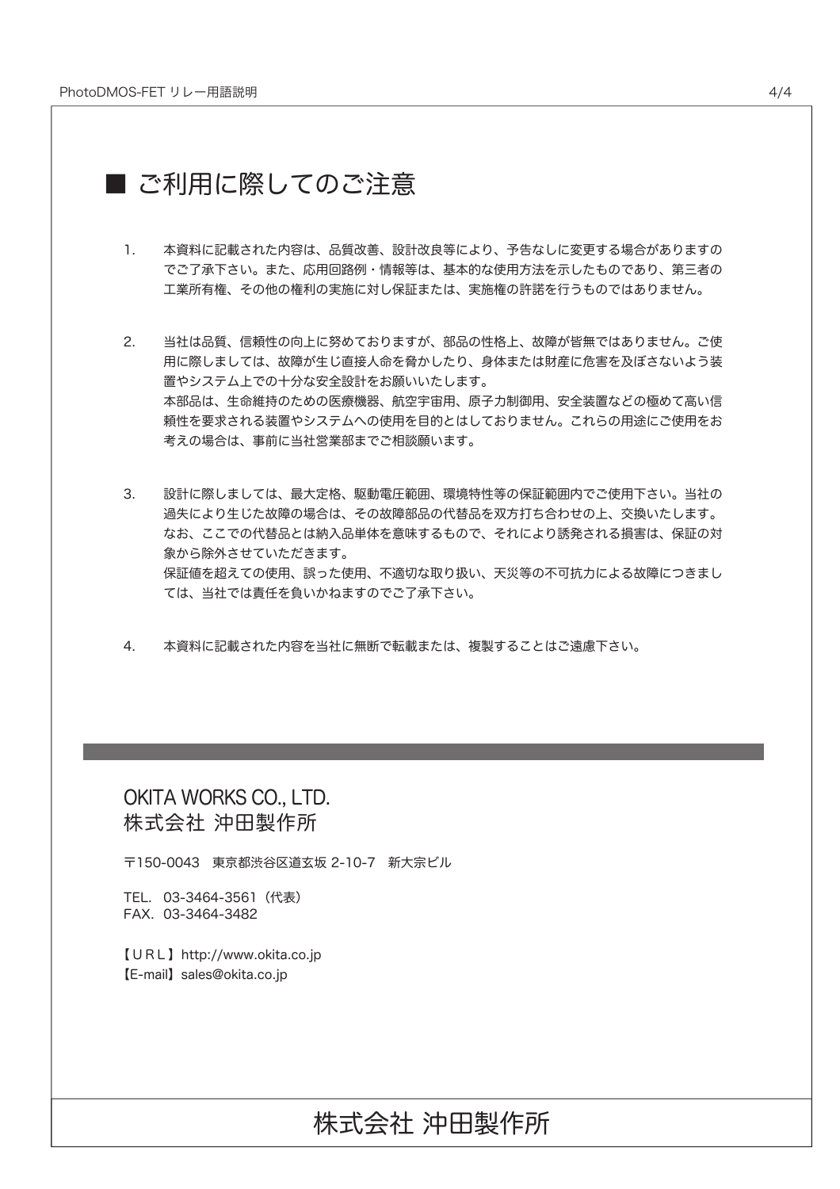## ■ ご利用に際してのご注意

1. 本資料に記載された内容は、品質改善、設計改良等により、予告なしに変更する場合がありますのでご了承下さい。また、応用回路例・情報等は、基本的な使用方法を示したものであり、第三者の工業所有権、その他の権利の実施に対し保証または、実施権の許諾を行うものではありません。

2. 当社は品質、信頼性の向上に努めておりますが、部品の性格上、故障が皆無ではありません。ご使用に際しましては、故障が生じ直接人命を脅かしたり、身体または財産に危害を及ぼさないよう装置やシステム上での十分な安全設計をお願いいたします。
本部品は、生命維持のための医療機器、航空宇宙用、原子力制御用、安全装置などの極めて高い信頼性を要求される装置やシステムへの使用を目的とはしておりません。これらの用途にご使用をお考えの場合は、事前に当社営業部までご相談願います。

3. 設計に際しましては、最大定格、駆動電圧範囲、環境特性等の保証範囲内でご使用下さい。当社の過失により生じた故障の場合は、その故障部品の代替品を双方打ち合わせの上、交換いたします。なお、ここでの代替品とは納入品単体を意味するもので、それにより誘発される損害は、保証の対象から除外させていただきます。
保証値を超えての使用、誤った使用、不適切な取り扱い、天災等の不可抗力による故障につきましては、当社では責任を負いかねますのでご了承下さい。

4. 本資料に記載された内容を当社に無断で転載または、複製することはご遠慮下さい。

---

OKITA WORKS CO., LTD.
株式会社 沖田製作所

〒150-0043 東京都渋谷区道玄坂 2-10-7 新大宗ビル

TEL. 03-3464-3561（代表）
FAX. 03-3464-3482

【ＵＲＬ】http://www.okita.co.jp
【E-mail】sales@okita.co.jp

株式会社 沖田製作所